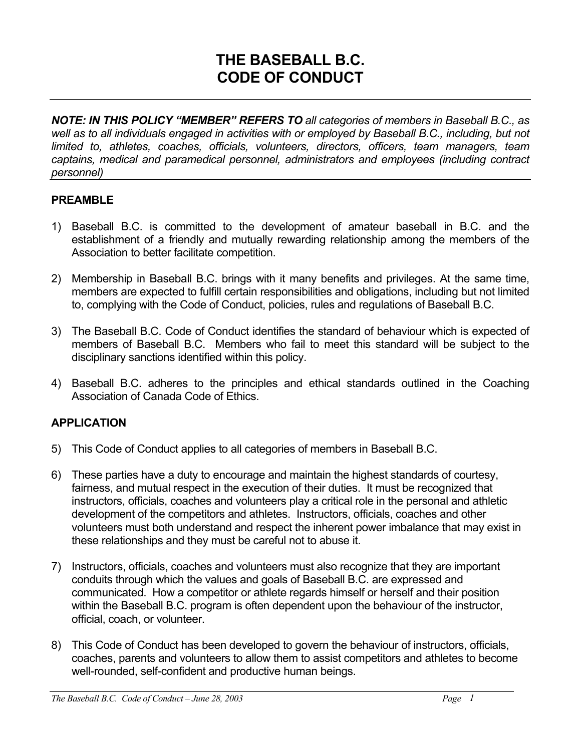# THE BASEBALL B.C.
# CODE OF CONDUCT

***NOTE: IN THIS POLICY "MEMBER" REFERS TO** all categories of members in Baseball B.C., as well as to all individuals engaged in activities with or employed by Baseball B.C., including, but not limited to, athletes, coaches, officials, volunteers, directors, officers, team managers, team captains, medical and paramedical personnel, administrators and employees (including contract personnel)*

## PREAMBLE

1) Baseball B.C. is committed to the development of amateur baseball in B.C. and the establishment of a friendly and mutually rewarding relationship among the members of the Association to better facilitate competition.

2) Membership in Baseball B.C. brings with it many benefits and privileges. At the same time, members are expected to fulfill certain responsibilities and obligations, including but not limited to, complying with the Code of Conduct, policies, rules and regulations of Baseball B.C.

3) The Baseball B.C. Code of Conduct identifies the standard of behaviour which is expected of members of Baseball B.C. Members who fail to meet this standard will be subject to the disciplinary sanctions identified within this policy.

4) Baseball B.C. adheres to the principles and ethical standards outlined in the Coaching Association of Canada Code of Ethics.

## APPLICATION

5) This Code of Conduct applies to all categories of members in Baseball B.C.

6) These parties have a duty to encourage and maintain the highest standards of courtesy, fairness, and mutual respect in the execution of their duties. It must be recognized that instructors, officials, coaches and volunteers play a critical role in the personal and athletic development of the competitors and athletes. Instructors, officials, coaches and other volunteers must both understand and respect the inherent power imbalance that may exist in these relationships and they must be careful not to abuse it.

7) Instructors, officials, coaches and volunteers must also recognize that they are important conduits through which the values and goals of Baseball B.C. are expressed and communicated. How a competitor or athlete regards himself or herself and their position within the Baseball B.C. program is often dependent upon the behaviour of the instructor, official, coach, or volunteer.

8) This Code of Conduct has been developed to govern the behaviour of instructors, officials, coaches, parents and volunteers to allow them to assist competitors and athletes to become well-rounded, self-confident and productive human beings.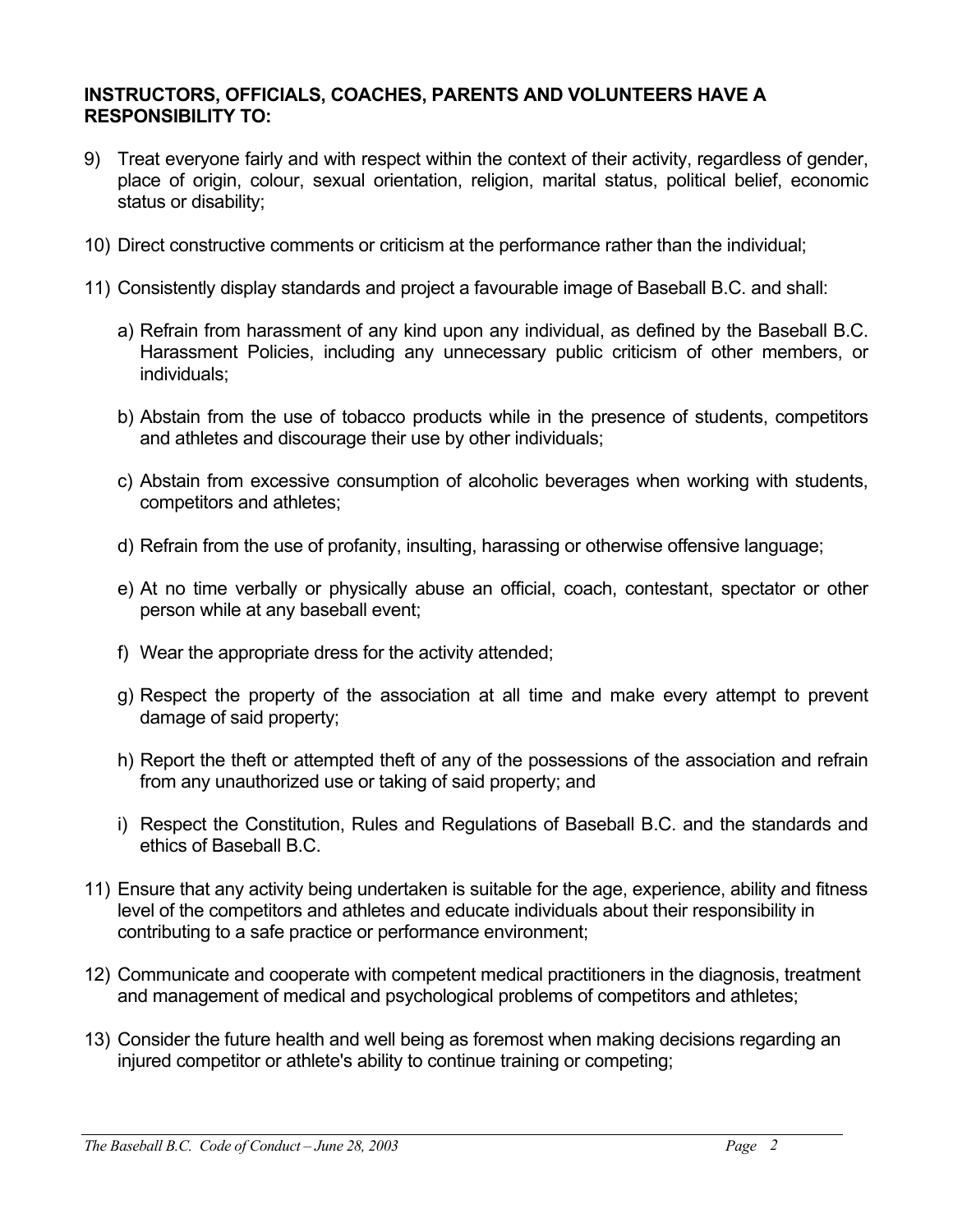**INSTRUCTORS, OFFICIALS, COACHES, PARENTS AND VOLUNTEERS HAVE A RESPONSIBILITY TO:**

9) Treat everyone fairly and with respect within the context of their activity, regardless of gender, place of origin, colour, sexual orientation, religion, marital status, political belief, economic status or disability;

10) Direct constructive comments or criticism at the performance rather than the individual;

11) Consistently display standards and project a favourable image of Baseball B.C. and shall:

    a) Refrain from harassment of any kind upon any individual, as defined by the Baseball B.C. Harassment Policies, including any unnecessary public criticism of other members, or individuals;

    b) Abstain from the use of tobacco products while in the presence of students, competitors and athletes and discourage their use by other individuals;

    c) Abstain from excessive consumption of alcoholic beverages when working with students, competitors and athletes;

    d) Refrain from the use of profanity, insulting, harassing or otherwise offensive language;

    e) At no time verbally or physically abuse an official, coach, contestant, spectator or other person while at any baseball event;

    f) Wear the appropriate dress for the activity attended;

    g) Respect the property of the association at all time and make every attempt to prevent damage of said property;

    h) Report the theft or attempted theft of any of the possessions of the association and refrain from any unauthorized use or taking of said property; and

    i) Respect the Constitution, Rules and Regulations of Baseball B.C. and the standards and ethics of Baseball B.C.

11) Ensure that any activity being undertaken is suitable for the age, experience, ability and fitness level of the competitors and athletes and educate individuals about their responsibility in contributing to a safe practice or performance environment;

12) Communicate and cooperate with competent medical practitioners in the diagnosis, treatment and management of medical and psychological problems of competitors and athletes;

13) Consider the future health and well being as foremost when making decisions regarding an injured competitor or athlete's ability to continue training or competing;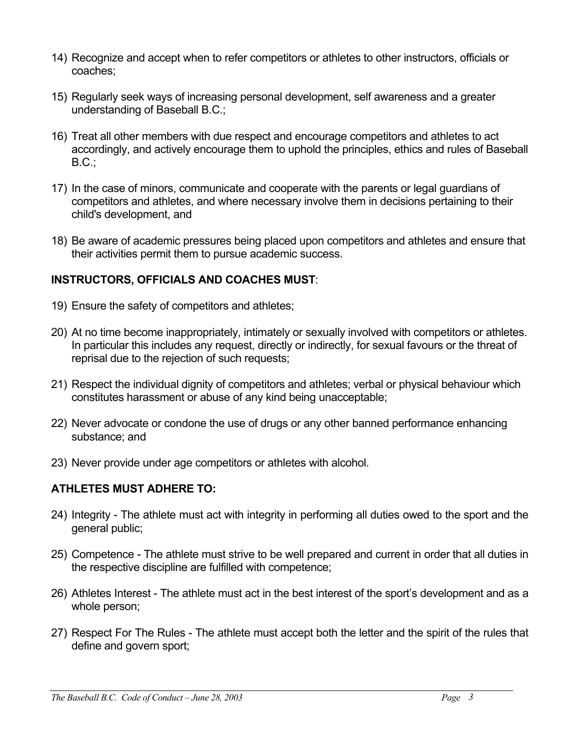14) Recognize and accept when to refer competitors or athletes to other instructors, officials or coaches;

15) Regularly seek ways of increasing personal development, self awareness and a greater understanding of Baseball B.C.;

16) Treat all other members with due respect and encourage competitors and athletes to act accordingly, and actively encourage them to uphold the principles, ethics and rules of Baseball B.C.;

17) In the case of minors, communicate and cooperate with the parents or legal guardians of competitors and athletes, and where necessary involve them in decisions pertaining to their child's development, and

18) Be aware of academic pressures being placed upon competitors and athletes and ensure that their activities permit them to pursue academic success.

**INSTRUCTORS, OFFICIALS AND COACHES MUST**:

19) Ensure the safety of competitors and athletes;

20) At no time become inappropriately, intimately or sexually involved with competitors or athletes. In particular this includes any request, directly or indirectly, for sexual favours or the threat of reprisal due to the rejection of such requests;

21) Respect the individual dignity of competitors and athletes; verbal or physical behaviour which constitutes harassment or abuse of any kind being unacceptable;

22) Never advocate or condone the use of drugs or any other banned performance enhancing substance; and

23) Never provide under age competitors or athletes with alcohol.

**ATHLETES MUST ADHERE TO:**

24) Integrity - The athlete must act with integrity in performing all duties owed to the sport and the general public;

25) Competence - The athlete must strive to be well prepared and current in order that all duties in the respective discipline are fulfilled with competence;

26) Athletes Interest - The athlete must act in the best interest of the sport's development and as a whole person;

27) Respect For The Rules - The athlete must accept both the letter and the spirit of the rules that define and govern sport;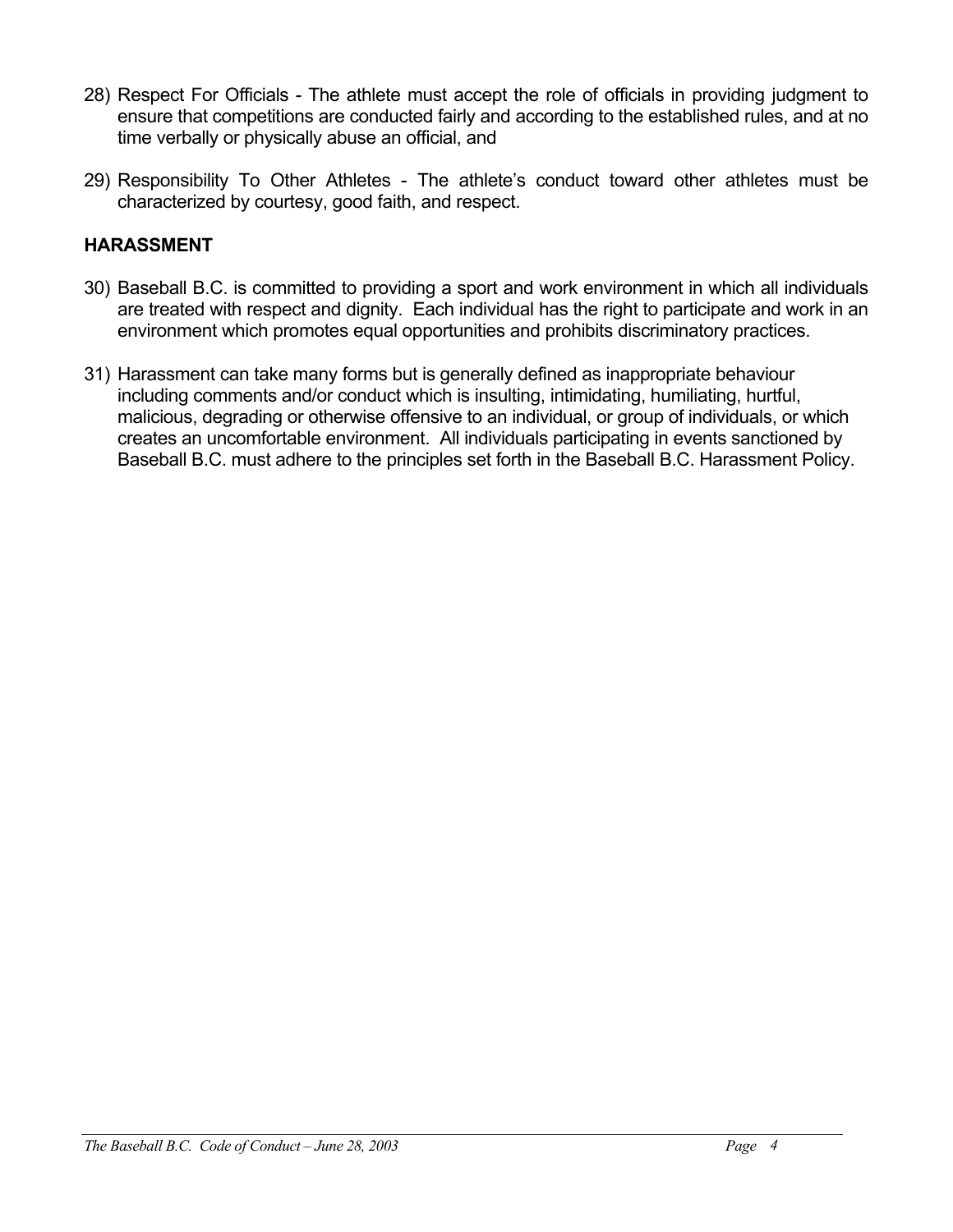28) Respect For Officials - The athlete must accept the role of officials in providing judgment to ensure that competitions are conducted fairly and according to the established rules, and at no time verbally or physically abuse an official, and

29) Responsibility To Other Athletes - The athlete's conduct toward other athletes must be characterized by courtesy, good faith, and respect.

## HARASSMENT

30) Baseball B.C. is committed to providing a sport and work environment in which all individuals are treated with respect and dignity. Each individual has the right to participate and work in an environment which promotes equal opportunities and prohibits discriminatory practices.

31) Harassment can take many forms but is generally defined as inappropriate behaviour including comments and/or conduct which is insulting, intimidating, humiliating, hurtful, malicious, degrading or otherwise offensive to an individual, or group of individuals, or which creates an uncomfortable environment. All individuals participating in events sanctioned by Baseball B.C. must adhere to the principles set forth in the Baseball B.C. Harassment Policy.